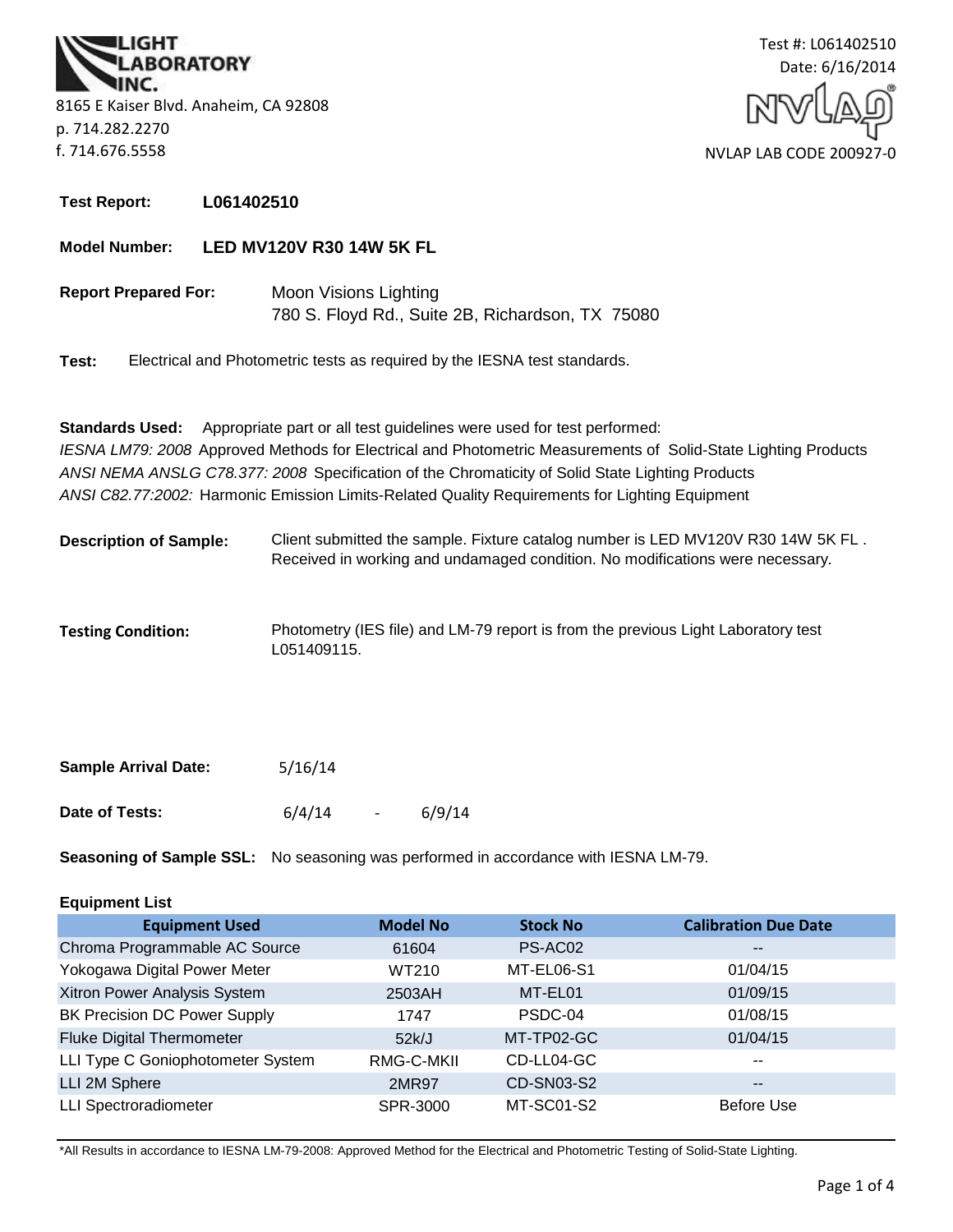**LIGHT LABORATORY INC.**

8165 E Kaiser Blvd. Anaheim, CA 92808
p. 714.282.2270
f. 714.676.5558

Test #: L061402510
Date: 6/16/2014

NVLAP LAB CODE 200927-0

**Test Report:** **L061402510**

**Model Number:** **LED MV120V R30 14W 5K FL**

**Report Prepared For:** Moon Visions Lighting
780 S. Floyd Rd., Suite 2B, Richardson, TX 75080

**Test:** Electrical and Photometric tests as required by the IESNA test standards.

**Standards Used:** Appropriate part or all test guidelines were used for test performed:
*IESNA LM79: 2008* Approved Methods for Electrical and Photometric Measurements of Solid-State Lighting Products
*ANSI NEMA ANSLG C78.377: 2008* Specification of the Chromaticity of Solid State Lighting Products
*ANSI C82.77:2002:* Harmonic Emission Limits-Related Quality Requirements for Lighting Equipment

**Description of Sample:** Client submitted the sample. Fixture catalog number is LED MV120V R30 14W 5K FL . Received in working and undamaged condition. No modifications were necessary.

**Testing Condition:** Photometry (IES file) and LM-79 report is from the previous Light Laboratory test L051409115.

**Sample Arrival Date:** 5/16/14

**Date of Tests:** 6/4/14 - 6/9/14

**Seasoning of Sample SSL:** No seasoning was performed in accordance with IESNA LM-79.

**Equipment List**

| Equipment Used | Model No | Stock No | Calibration Due Date |
|---|---|---|---|
| Chroma Programmable AC Source | 61604 | PS-AC02 | -- |
| Yokogawa Digital Power Meter | WT210 | MT-EL06-S1 | 01/04/15 |
| Xitron Power Analysis System | 2503AH | MT-EL01 | 01/09/15 |
| BK Precision DC Power Supply | 1747 | PSDC-04 | 01/08/15 |
| Fluke Digital Thermometer | 52k/J | MT-TP02-GC | 01/04/15 |
| LLI Type C Goniophotometer System | RMG-C-MKII | CD-LL04-GC | -- |
| LLI 2M Sphere | 2MR97 | CD-SN03-S2 | -- |
| LLI Spectroradiometer | SPR-3000 | MT-SC01-S2 | Before Use |

*All Results in accordance to IESNA LM-79-2008: Approved Method for the Electrical and Photometric Testing of Solid-State Lighting.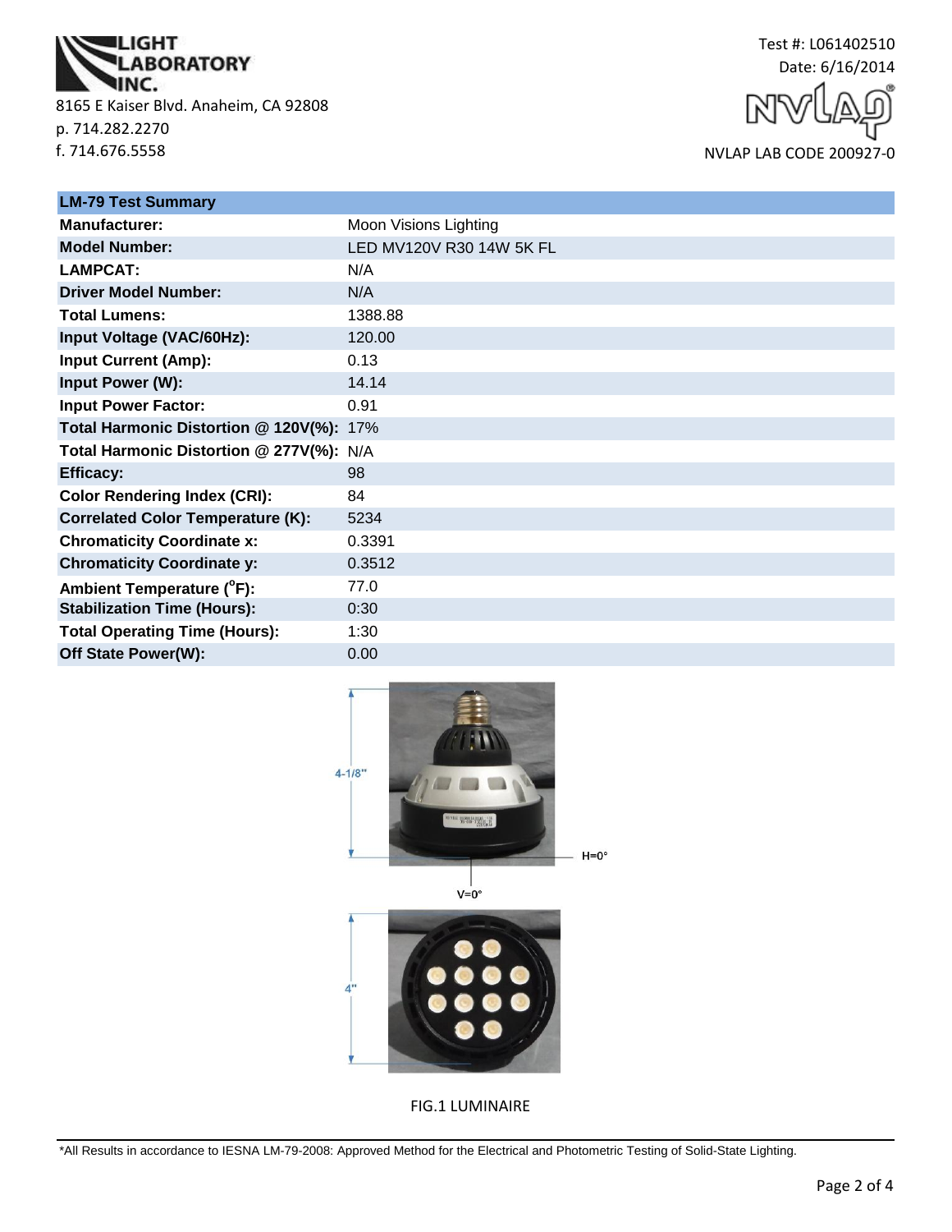**LIGHT LABORATORY INC.**
8165 E Kaiser Blvd. Anaheim, CA 92808
p. 714.282.2270
f. 714.676.5558

Test #: L061402510
Date: 6/16/2014
NVLAP LAB CODE 200927-0

| LM-79 Test Summary | |
|---|---|
| **Manufacturer:** | Moon Visions Lighting |
| **Model Number:** | LED MV120V R30 14W 5K FL |
| **LAMPCAT:** | N/A |
| **Driver Model Number:** | N/A |
| **Total Lumens:** | 1388.88 |
| **Input Voltage (VAC/60Hz):** | 120.00 |
| **Input Current (Amp):** | 0.13 |
| **Input Power (W):** | 14.14 |
| **Input Power Factor:** | 0.91 |
| **Total Harmonic Distortion @ 120V(%):** | 17% |
| **Total Harmonic Distortion @ 277V(%):** | N/A |
| **Efficacy:** | 98 |
| **Color Rendering Index (CRI):** | 84 |
| **Correlated Color Temperature (K):** | 5234 |
| **Chromaticity Coordinate x:** | 0.3391 |
| **Chromaticity Coordinate y:** | 0.3512 |
| **Ambient Temperature (°F):** | 77.0 |
| **Stabilization Time (Hours):** | 0:30 |
| **Total Operating Time (Hours):** | 1:30 |
| **Off State Power(W):** | 0.00 |

4-1/8"

H=0°

V=0°

4"

FIG.1 LUMINAIRE

*All Results in accordance to IESNA LM-79-2008: Approved Method for the Electrical and Photometric Testing of Solid-State Lighting.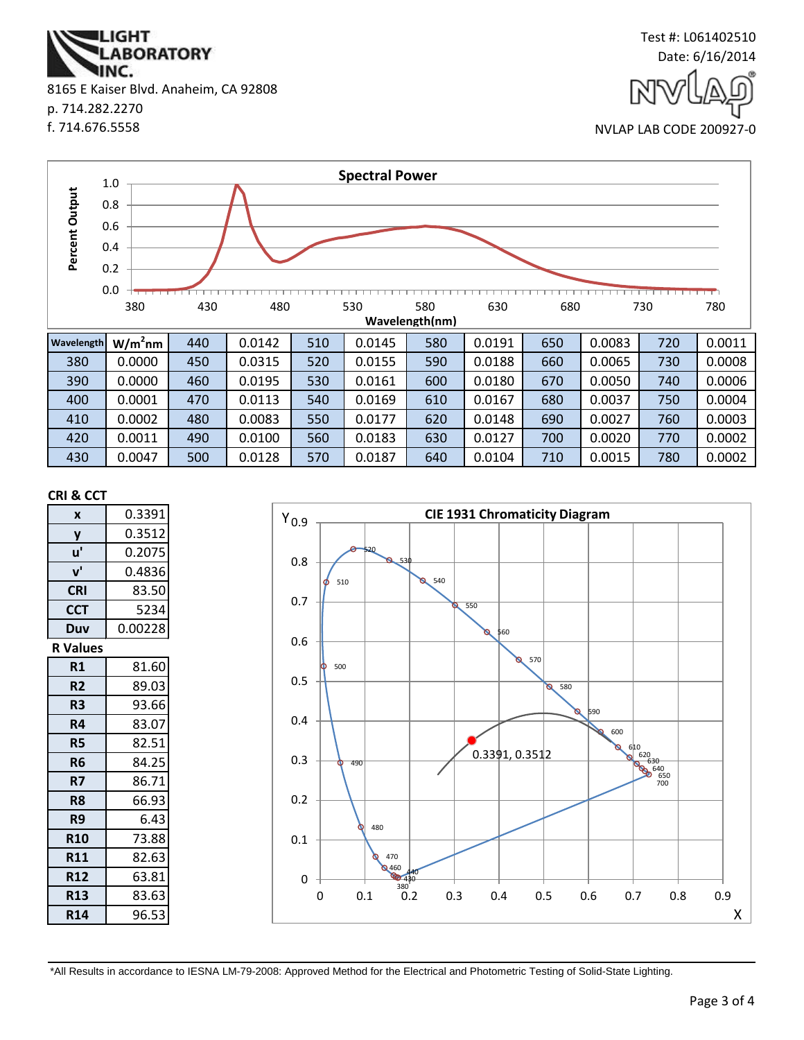LIGHT LABORATORY INC.
8165 E Kaiser Blvd. Anaheim, CA 92808
p. 714.282.2270
f. 714.676.5558

Test #: L061402510
Date: 6/16/2014
NVLAP LAB CODE 200927-0

## Spectral Power

| Wavelength | $W/m^2nm$ | | | | | | | | | | |
|---|---|---|---|---|---|---|---|---|---|---|---|
| 380 | 0.0000 | 440 | 0.0142 | 510 | 0.0145 | 580 | 0.0191 | 650 | 0.0083 | 720 | 0.0011 |
| 390 | 0.0000 | 450 | 0.0315 | 520 | 0.0155 | 590 | 0.0188 | 660 | 0.0065 | 730 | 0.0008 |
| 400 | 0.0001 | 460 | 0.0195 | 530 | 0.0161 | 600 | 0.0180 | 670 | 0.0050 | 740 | 0.0006 |
| 410 | 0.0002 | 470 | 0.0113 | 540 | 0.0169 | 610 | 0.0167 | 680 | 0.0037 | 750 | 0.0004 |
| 420 | 0.0011 | 480 | 0.0083 | 550 | 0.0177 | 620 | 0.0148 | 690 | 0.0027 | 760 | 0.0003 |
| 430 | 0.0047 | 490 | 0.0100 | 560 | 0.0183 | 630 | 0.0127 | 700 | 0.0020 | 770 | 0.0002 |
| | | 500 | 0.0128 | 570 | 0.0187 | 640 | 0.0104 | 710 | 0.0015 | 780 | 0.0002 |

## CRI & CCT

| | |
|---|---|
| x | 0.3391 |
| y | 0.3512 |
| u' | 0.2075 |
| v' | 0.4836 |
| CRI | 83.50 |
| CCT | 5234 |
| Duv | 0.00228 |

### R Values

| | |
|---|---|
| R1 | 81.60 |
| R2 | 89.03 |
| R3 | 93.66 |
| R4 | 83.07 |
| R5 | 82.51 |
| R6 | 84.25 |
| R7 | 86.71 |
| R8 | 66.93 |
| R9 | 6.43 |
| R10 | 73.88 |
| R11 | 82.63 |
| R12 | 63.81 |
| R13 | 83.63 |
| R14 | 96.53 |

## CIE 1931 Chromaticity Diagram

0.3391, 0.3512

*All Results in accordance to IESNA LM-79-2008: Approved Method for the Electrical and Photometric Testing of Solid-State Lighting.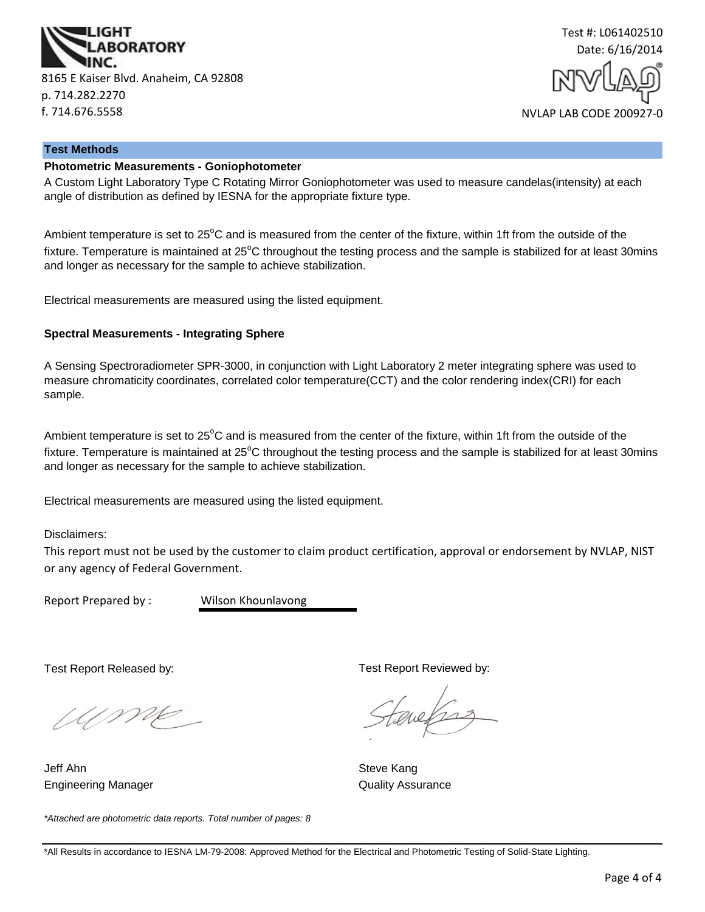**LIGHT LABORATORY INC.**

8165 E Kaiser Blvd. Anaheim, CA 92808
p. 714.282.2270
f. 714.676.5558

Test #: L061402510
Date: 6/16/2014

NVLAP LAB CODE 200927-0

## Test Methods

### Photometric Measurements - Goniophotometer

A Custom Light Laboratory Type C Rotating Mirror Goniophotometer was used to measure candelas(intensity) at each angle of distribution as defined by IESNA for the appropriate fixture type.

Ambient temperature is set to 25°C and is measured from the center of the fixture, within 1ft from the outside of the fixture. Temperature is maintained at 25°C throughout the testing process and the sample is stabilized for at least 30mins and longer as necessary for the sample to achieve stabilization.

Electrical measurements are measured using the listed equipment.

### Spectral Measurements - Integrating Sphere

A Sensing Spectroradiometer SPR-3000, in conjunction with Light Laboratory 2 meter integrating sphere was used to measure chromaticity coordinates, correlated color temperature(CCT) and the color rendering index(CRI) for each sample.

Ambient temperature is set to 25°C and is measured from the center of the fixture, within 1ft from the outside of the fixture. Temperature is maintained at 25°C throughout the testing process and the sample is stabilized for at least 30mins and longer as necessary for the sample to achieve stabilization.

Electrical measurements are measured using the listed equipment.

Disclaimers:

This report must not be used by the customer to claim product certification, approval or endorsement by NVLAP, NIST or any agency of Federal Government.

Report Prepared by : Wilson Khounlavong

Test Report Released by:

Jeff Ahn
Engineering Manager

Test Report Reviewed by:

Steve Kang
Quality Assurance

*Attached are photometric data reports. Total number of pages: 8*

*All Results in accordance to IESNA LM-79-2008: Approved Method for the Electrical and Photometric Testing of Solid-State Lighting.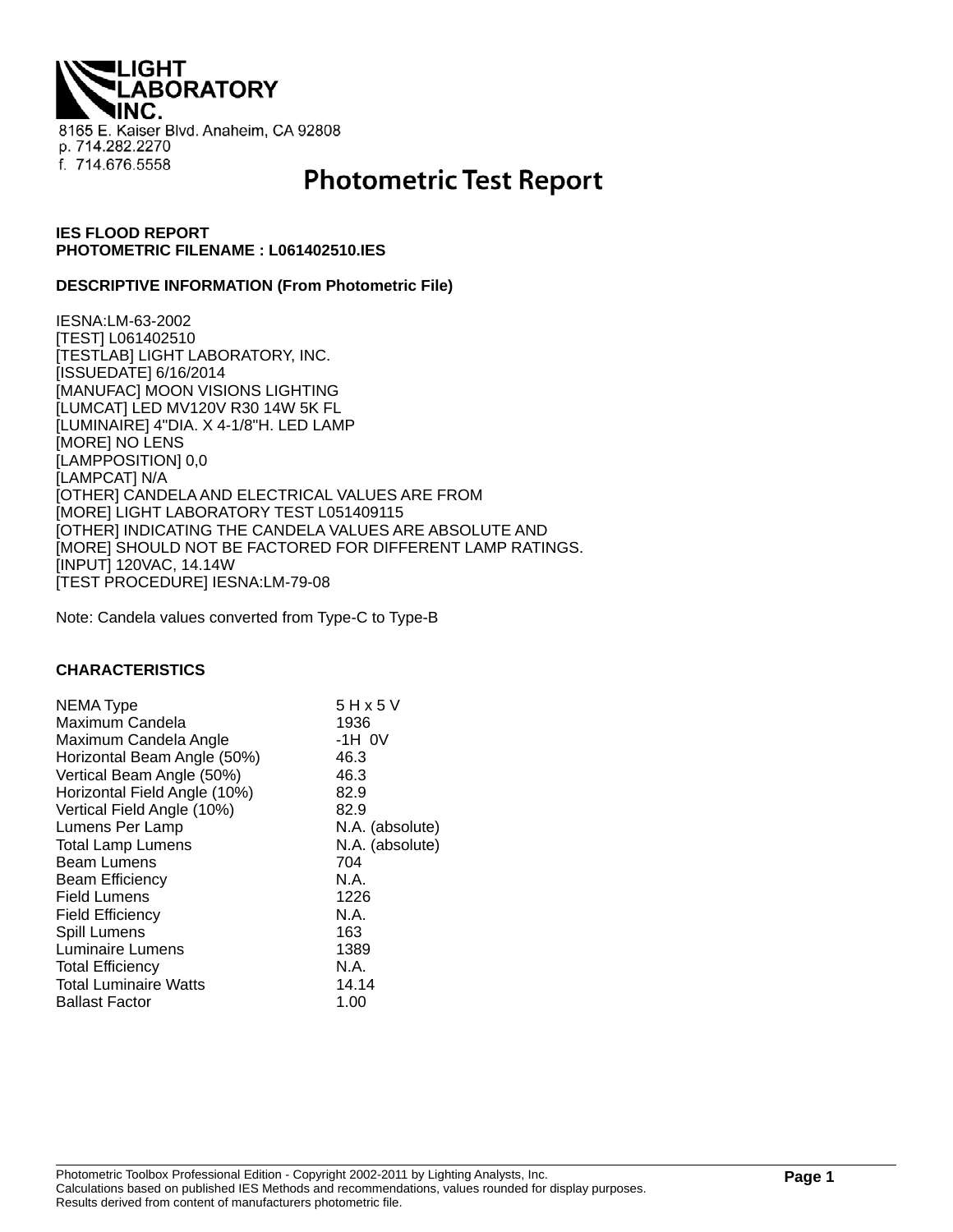LIGHT LABORATORY INC.

8165 E. Kaiser Blvd. Anaheim, CA 92808
p. 714.282.2270
f. 714.676.5558

# Photometric Test Report

**IES FLOOD REPORT**
**PHOTOMETRIC FILENAME : L061402510.IES**

**DESCRIPTIVE INFORMATION (From Photometric File)**

IESNA:LM-63-2002
[TEST] L061402510
[TESTLAB] LIGHT LABORATORY, INC.
[ISSUEDATE] 6/16/2014
[MANUFAC] MOON VISIONS LIGHTING
[LUMCAT] LED MV120V R30 14W 5K FL
[LUMINAIRE] 4"DIA. X 4-1/8"H. LED LAMP
[MORE] NO LENS
[LAMPPOSITION] 0,0
[LAMPCAT] N/A
[OTHER] CANDELA AND ELECTRICAL VALUES ARE FROM
[MORE] LIGHT LABORATORY TEST L051409115
[OTHER] INDICATING THE CANDELA VALUES ARE ABSOLUTE AND
[MORE] SHOULD NOT BE FACTORED FOR DIFFERENT LAMP RATINGS.
[INPUT] 120VAC, 14.14W
[TEST PROCEDURE] IESNA:LM-79-08

Note: Candela values converted from Type-C to Type-B

**CHARACTERISTICS**

| | |
|---|---|
| NEMA Type | 5 H x 5 V |
| Maximum Candela | 1936 |
| Maximum Candela Angle | -1H 0V |
| Horizontal Beam Angle (50%) | 46.3 |
| Vertical Beam Angle (50%) | 46.3 |
| Horizontal Field Angle (10%) | 82.9 |
| Vertical Field Angle (10%) | 82.9 |
| Lumens Per Lamp | N.A. (absolute) |
| Total Lamp Lumens | N.A. (absolute) |
| Beam Lumens | 704 |
| Beam Efficiency | N.A. |
| Field Lumens | 1226 |
| Field Efficiency | N.A. |
| Spill Lumens | 163 |
| Luminaire Lumens | 1389 |
| Total Efficiency | N.A. |
| Total Luminaire Watts | 14.14 |
| Ballast Factor | 1.00 |

Photometric Toolbox Professional Edition - Copyright 2002-2011 by Lighting Analysts, Inc.
Calculations based on published IES Methods and recommendations, values rounded for display purposes.
Results derived from content of manufacturers photometric file.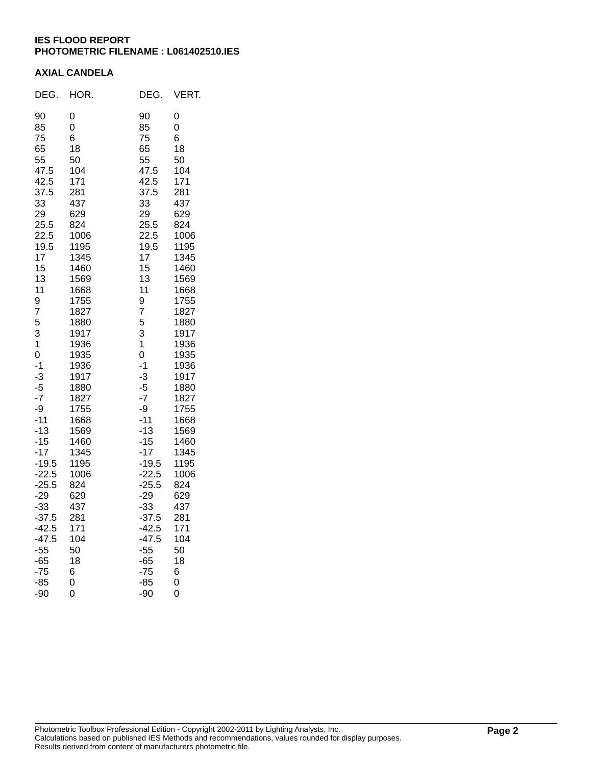**IES FLOOD REPORT**
**PHOTOMETRIC FILENAME : L061402510.IES**

**AXIAL CANDELA**

| DEG. | HOR. | DEG. | VERT. |
|---|---|---|---|
| 90 | 0 | 90 | 0 |
| 85 | 0 | 85 | 0 |
| 75 | 6 | 75 | 6 |
| 65 | 18 | 65 | 18 |
| 55 | 50 | 55 | 50 |
| 47.5 | 104 | 47.5 | 104 |
| 42.5 | 171 | 42.5 | 171 |
| 37.5 | 281 | 37.5 | 281 |
| 33 | 437 | 33 | 437 |
| 29 | 629 | 29 | 629 |
| 25.5 | 824 | 25.5 | 824 |
| 22.5 | 1006 | 22.5 | 1006 |
| 19.5 | 1195 | 19.5 | 1195 |
| 17 | 1345 | 17 | 1345 |
| 15 | 1460 | 15 | 1460 |
| 13 | 1569 | 13 | 1569 |
| 11 | 1668 | 11 | 1668 |
| 9 | 1755 | 9 | 1755 |
| 7 | 1827 | 7 | 1827 |
| 5 | 1880 | 5 | 1880 |
| 3 | 1917 | 3 | 1917 |
| 1 | 1936 | 1 | 1936 |
| 0 | 1935 | 0 | 1935 |
| -1 | 1936 | -1 | 1936 |
| -3 | 1917 | -3 | 1917 |
| -5 | 1880 | -5 | 1880 |
| -7 | 1827 | -7 | 1827 |
| -9 | 1755 | -9 | 1755 |
| -11 | 1668 | -11 | 1668 |
| -13 | 1569 | -13 | 1569 |
| -15 | 1460 | -15 | 1460 |
| -17 | 1345 | -17 | 1345 |
| -19.5 | 1195 | -19.5 | 1195 |
| -22.5 | 1006 | -22.5 | 1006 |
| -25.5 | 824 | -25.5 | 824 |
| -29 | 629 | -29 | 629 |
| -33 | 437 | -33 | 437 |
| -37.5 | 281 | -37.5 | 281 |
| -42.5 | 171 | -42.5 | 171 |
| -47.5 | 104 | -47.5 | 104 |
| -55 | 50 | -55 | 50 |
| -65 | 18 | -65 | 18 |
| -75 | 6 | -75 | 6 |
| -85 | 0 | -85 | 0 |
| -90 | 0 | -90 | 0 |

Photometric Toolbox Professional Edition - Copyright 2002-2011 by Lighting Analysts, Inc.
Calculations based on published IES Methods and recommendations, values rounded for display purposes.
Results derived from content of manufacturers photometric file.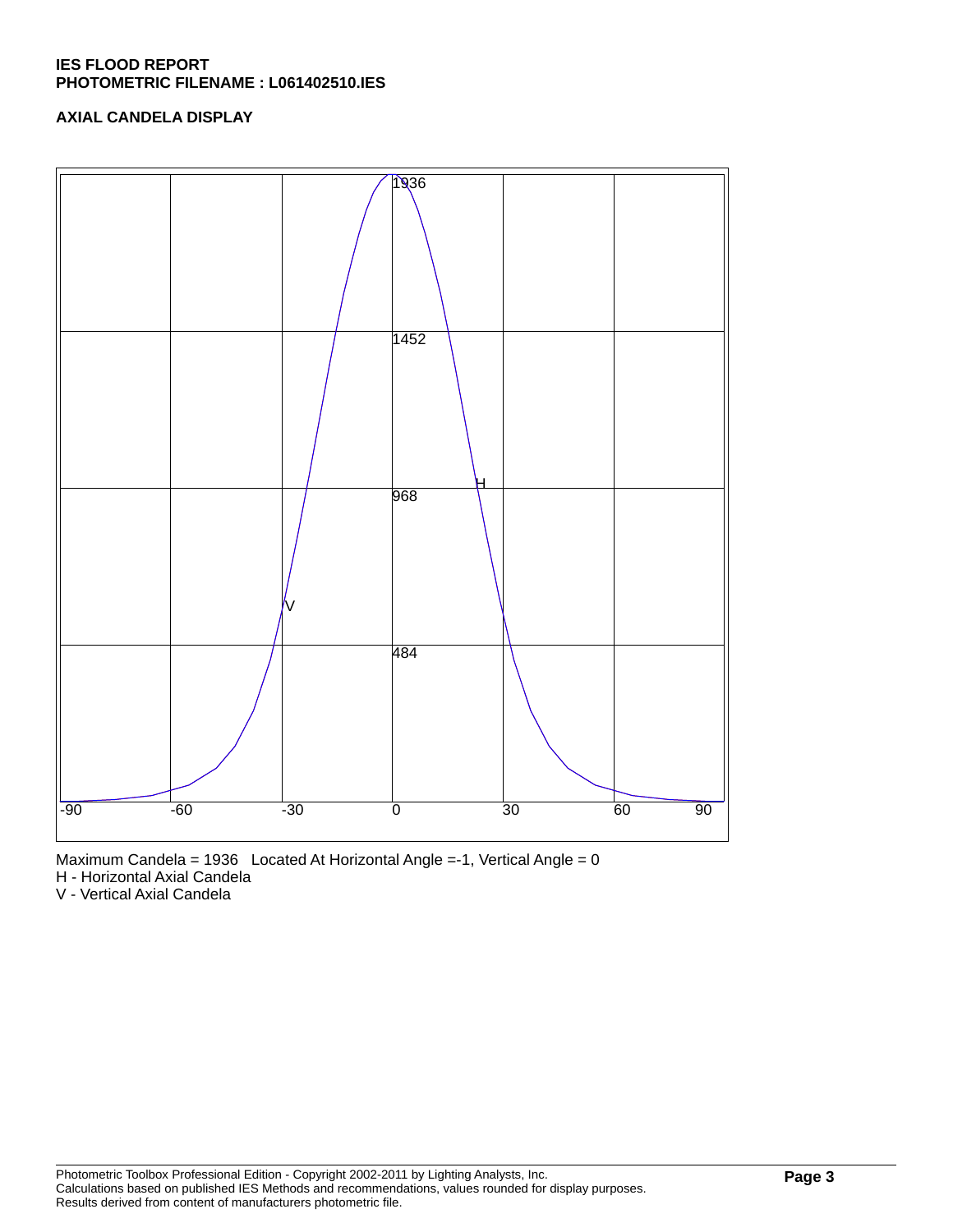**IES FLOOD REPORT**
**PHOTOMETRIC FILENAME : L061402510.IES**

**AXIAL CANDELA DISPLAY**

Maximum Candela = 1936 Located At Horizontal Angle =-1, Vertical Angle = 0
H - Horizontal Axial Candela
V - Vertical Axial Candela

Photometric Toolbox Professional Edition - Copyright 2002-2011 by Lighting Analysts, Inc.
Calculations based on published IES Methods and recommendations, values rounded for display purposes.
Results derived from content of manufacturers photometric file.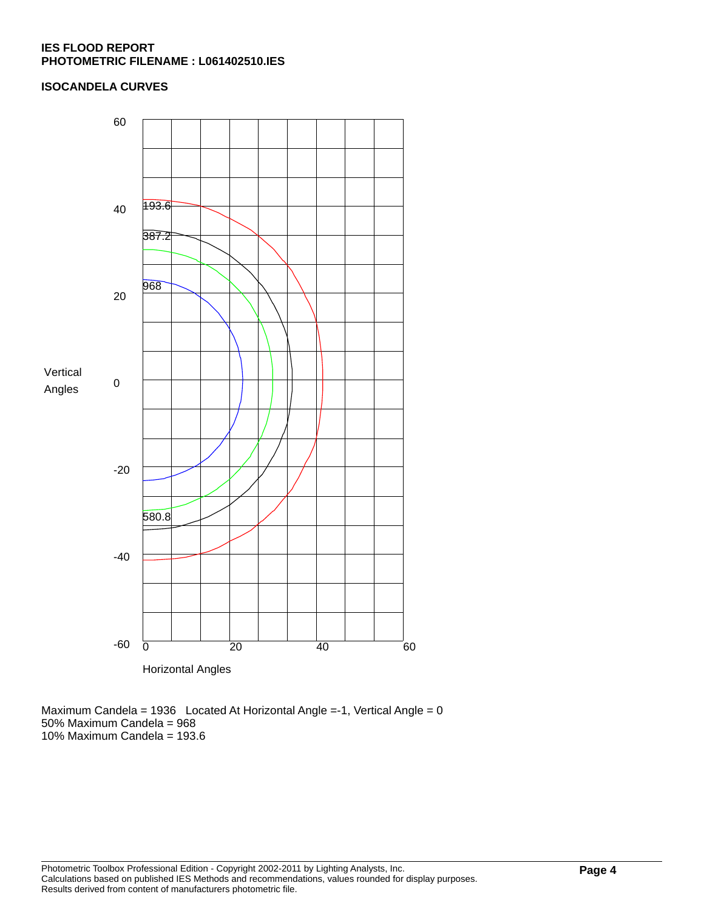**IES FLOOD REPORT**
**PHOTOMETRIC FILENAME : L061402510.IES**

**ISOCANDELA CURVES**

60

40

20

0

-20

-40

-60

Vertical Angles

0 20 40 60

Horizontal Angles

193.6

387.2

968

580.8

Maximum Candela = 1936 Located At Horizontal Angle =-1, Vertical Angle = 0
50% Maximum Candela = 968
10% Maximum Candela = 193.6

Photometric Toolbox Professional Edition - Copyright 2002-2011 by Lighting Analysts, Inc.
Calculations based on published IES Methods and recommendations, values rounded for display purposes.
Results derived from content of manufacturers photometric file.